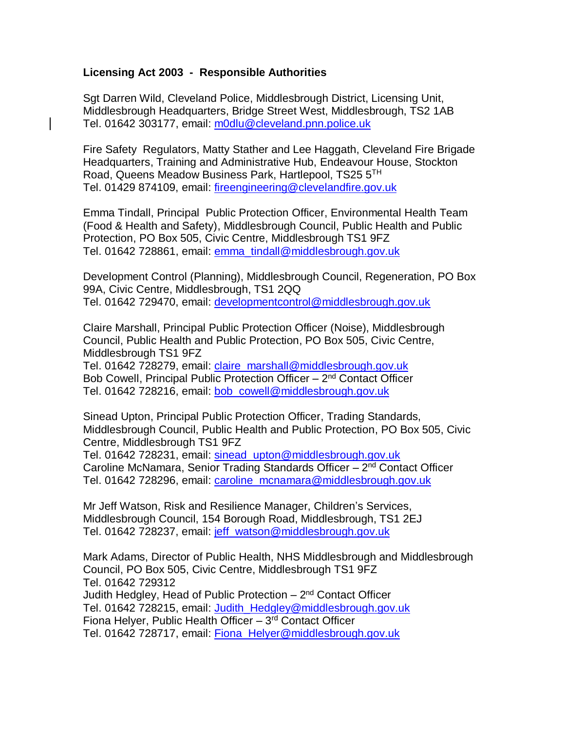**Licensing Act 2003 - Responsible Authorities**

Sgt Darren Wild, Cleveland Police, Middlesbrough District, Licensing Unit, Middlesbrough Headquarters, Bridge Street West, Middlesbrough, TS2 1AB
Tel. 01642 303177, email: m0dlu@cleveland.pnn.police.uk

Fire Safety Regulators, Matty Stather and Lee Haggath, Cleveland Fire Brigade Headquarters, Training and Administrative Hub, Endeavour House, Stockton Road, Queens Meadow Business Park, Hartlepool, TS25 5TH
Tel. 01429 874109, email: fireengineering@clevelandfire.gov.uk

Emma Tindall, Principal Public Protection Officer, Environmental Health Team (Food & Health and Safety), Middlesbrough Council, Public Health and Public Protection, PO Box 505, Civic Centre, Middlesbrough TS1 9FZ
Tel. 01642 728861, email: emma_tindall@middlesbrough.gov.uk

Development Control (Planning), Middlesbrough Council, Regeneration, PO Box 99A, Civic Centre, Middlesbrough, TS1 2QQ
Tel. 01642 729470, email: developmentcontrol@middlesbrough.gov.uk

Claire Marshall, Principal Public Protection Officer (Noise), Middlesbrough Council, Public Health and Public Protection, PO Box 505, Civic Centre, Middlesbrough TS1 9FZ
Tel. 01642 728279, email: claire_marshall@middlesbrough.gov.uk
Bob Cowell, Principal Public Protection Officer – 2nd Contact Officer
Tel. 01642 728216, email: bob_cowell@middlesbrough.gov.uk

Sinead Upton, Principal Public Protection Officer, Trading Standards, Middlesbrough Council, Public Health and Public Protection, PO Box 505, Civic Centre, Middlesbrough TS1 9FZ
Tel. 01642 728231, email: sinead_upton@middlesbrough.gov.uk
Caroline McNamara, Senior Trading Standards Officer – 2nd Contact Officer
Tel. 01642 728296, email: caroline_mcnamara@middlesbrough.gov.uk

Mr Jeff Watson, Risk and Resilience Manager, Children's Services, Middlesbrough Council, 154 Borough Road, Middlesbrough, TS1 2EJ
Tel. 01642 728237, email: jeff_watson@middlesbrough.gov.uk

Mark Adams, Director of Public Health, NHS Middlesbrough and Middlesbrough Council, PO Box 505, Civic Centre, Middlesbrough TS1 9FZ
Tel. 01642 729312
Judith Hedgley, Head of Public Protection – 2nd Contact Officer
Tel. 01642 728215, email: Judith_Hedgley@middlesbrough.gov.uk
Fiona Helyer, Public Health Officer – 3rd Contact Officer
Tel. 01642 728717, email: Fiona_Helyer@middlesbrough.gov.uk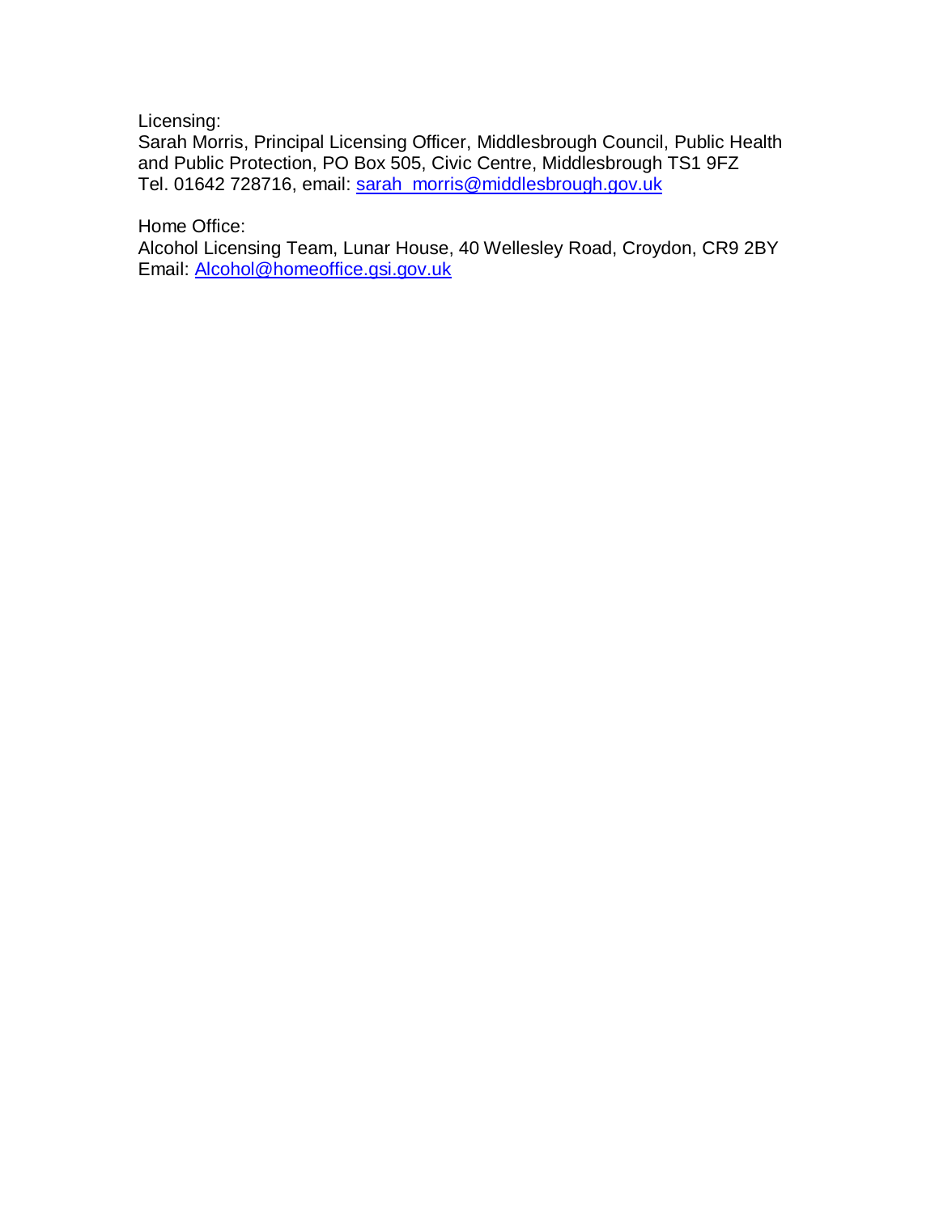Licensing:
Sarah Morris, Principal Licensing Officer, Middlesbrough Council, Public Health and Public Protection, PO Box 505, Civic Centre, Middlesbrough TS1 9FZ
Tel. 01642 728716, email: sarah_morris@middlesbrough.gov.uk

Home Office:
Alcohol Licensing Team, Lunar House, 40 Wellesley Road, Croydon, CR9 2BY
Email: Alcohol@homeoffice.gsi.gov.uk